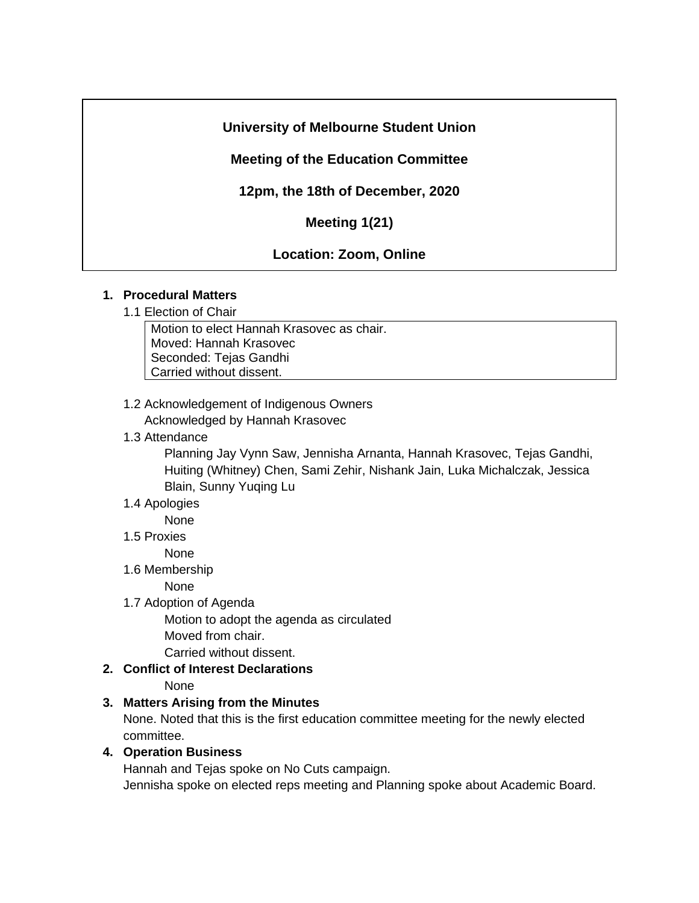**University of Melbourne Student Union**

**Meeting of the Education Committee**

**12pm, the 18th of December, 2020**

**Meeting 1(21)**

**Location: Zoom, Online**

1. **Procedural Matters**

   1.1 Election of Chair

   > Motion to elect Hannah Krasovec as chair.
   > Moved: Hannah Krasovec
   > Seconded: Tejas Gandhi
   > Carried without dissent.

   1.2 Acknowledgement of Indigenous Owners
   Acknowledged by Hannah Krasovec

   1.3 Attendance
   Planning Jay Vynn Saw, Jennisha Arnanta, Hannah Krasovec, Tejas Gandhi, Huiting (Whitney) Chen, Sami Zehir, Nishank Jain, Luka Michalczak, Jessica Blain, Sunny Yuqing Lu

   1.4 Apologies
   None

   1.5 Proxies
   None

   1.6 Membership
   None

   1.7 Adoption of Agenda
   Motion to adopt the agenda as circulated
   Moved from chair.
   Carried without dissent.

2. **Conflict of Interest Declarations**
   None

3. **Matters Arising from the Minutes**
   None. Noted that this is the first education committee meeting for the newly elected committee.

4. **Operation Business**
   Hannah and Tejas spoke on No Cuts campaign.
   Jennisha spoke on elected reps meeting and Planning spoke about Academic Board.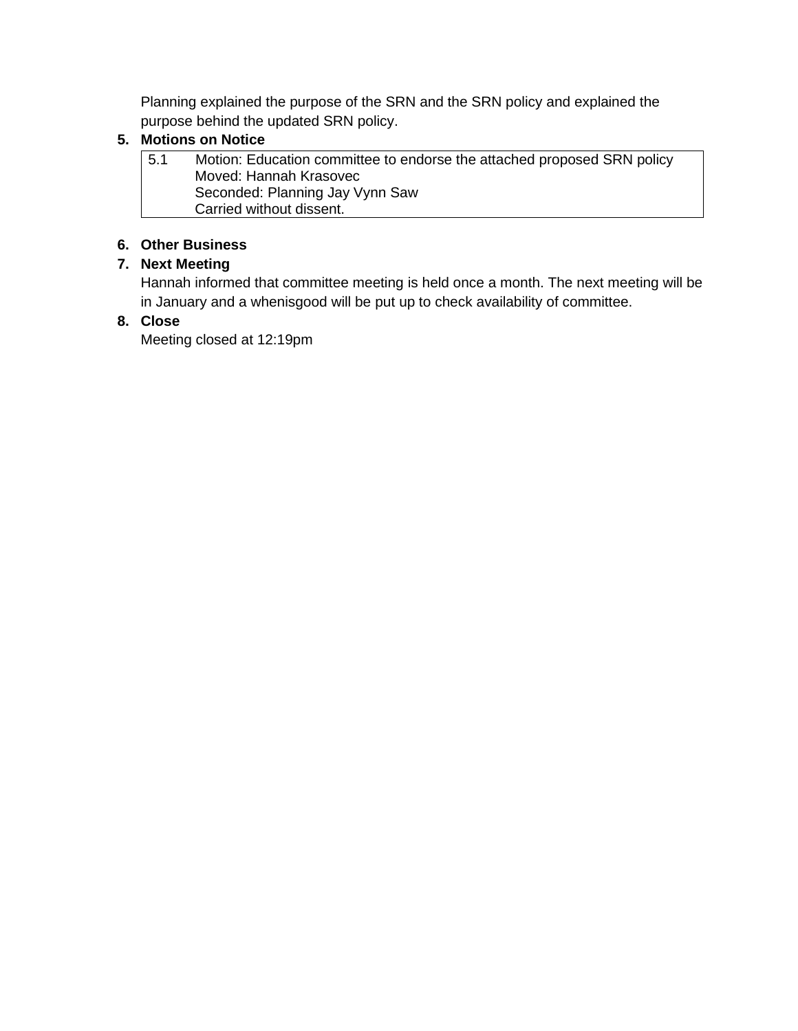Planning explained the purpose of the SRN and the SRN policy and explained the purpose behind the updated SRN policy.

**5. Motions on Notice**

| | |
|---|---|
| 5.1 | Motion: Education committee to endorse the attached proposed SRN policy<br>Moved: Hannah Krasovec<br>Seconded: Planning Jay Vynn Saw<br>Carried without dissent. |

**6. Other Business**

**7. Next Meeting**

Hannah informed that committee meeting is held once a month. The next meeting will be in January and a whenisgood will be put up to check availability of committee.

**8. Close**

Meeting closed at 12:19pm